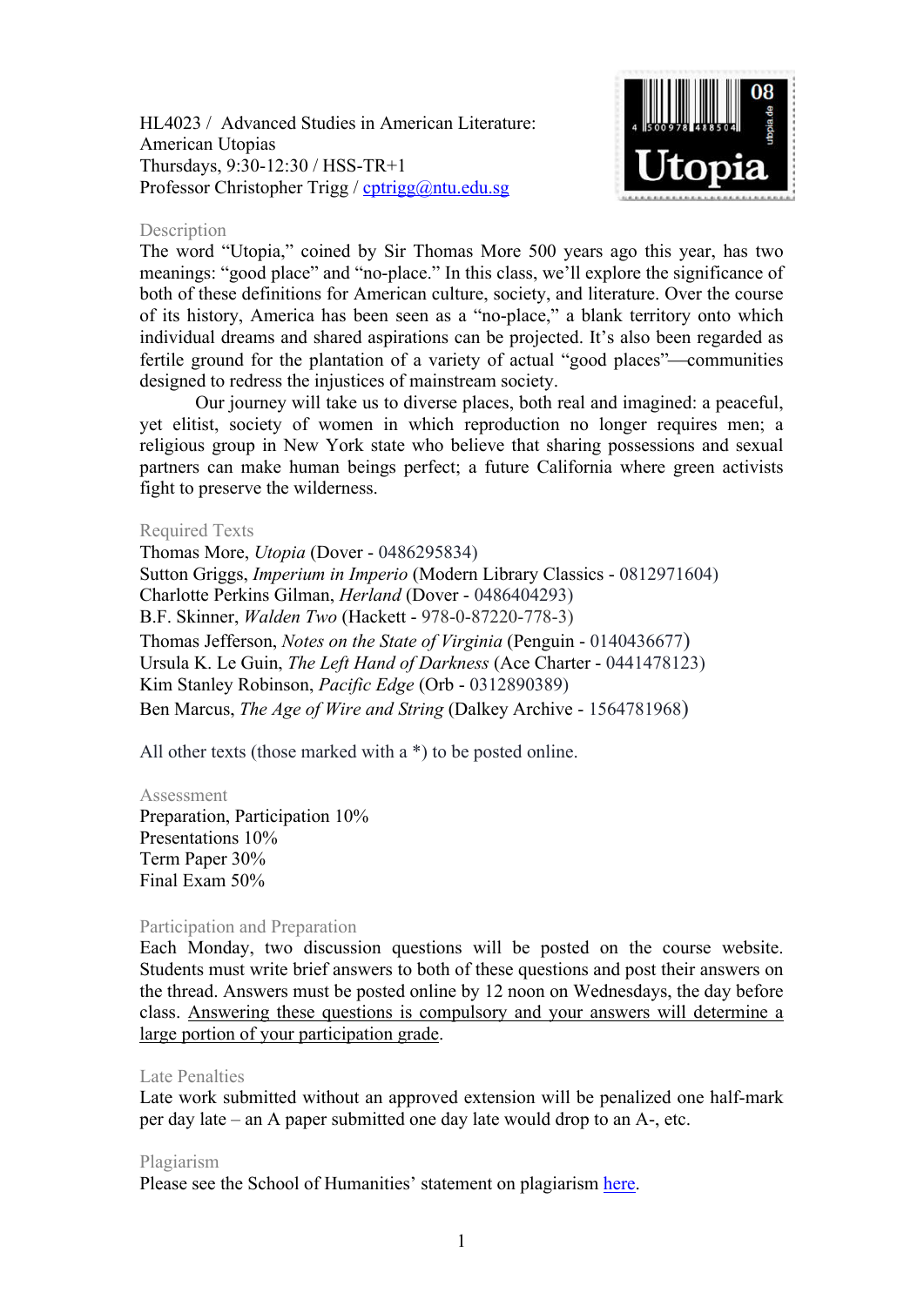HL4023 / Advanced Studies in American Literature:
American Utopias
Thursdays, 9:30-12:30 / HSS-TR+1
Professor Christopher Trigg / [cptrigg@ntu.edu.sg](mailto:cptrigg@ntu.edu.sg)

## Description

The word "Utopia," coined by Sir Thomas More 500 years ago this year, has two meanings: "good place" and "no-place." In this class, we'll explore the significance of both of these definitions for American culture, society, and literature. Over the course of its history, America has been seen as a "no-place," a blank territory onto which individual dreams and shared aspirations can be projected. It's also been regarded as fertile ground for the plantation of a variety of actual "good places"—communities designed to redress the injustices of mainstream society.

Our journey will take us to diverse places, both real and imagined: a peaceful, yet elitist, society of women in which reproduction no longer requires men; a religious group in New York state who believe that sharing possessions and sexual partners can make human beings perfect; a future California where green activists fight to preserve the wilderness.

## Required Texts

Thomas More, *Utopia* (Dover - 0486295834)
Sutton Griggs, *Imperium in Imperio* (Modern Library Classics - 0812971604)
Charlotte Perkins Gilman, *Herland* (Dover - 0486404293)
B.F. Skinner, *Walden Two* (Hackett - 978-0-87220-778-3)
Thomas Jefferson, *Notes on the State of Virginia* (Penguin - 0140436677)
Ursula K. Le Guin, *The Left Hand of Darkness* (Ace Charter - 0441478123)
Kim Stanley Robinson, *Pacific Edge* (Orb - 0312890389)
Ben Marcus, *The Age of Wire and String* (Dalkey Archive - 1564781968)

All other texts (those marked with a *) to be posted online.

## Assessment

Preparation, Participation 10%
Presentations 10%
Term Paper 30%
Final Exam 50%

## Participation and Preparation

Each Monday, two discussion questions will be posted on the course website. Students must write brief answers to both of these questions and post their answers on the thread. Answers must be posted online by 12 noon on Wednesdays, the day before class. <u>Answering these questions is compulsory and your answers will determine a large portion of your participation grade</u>.

## Late Penalties

Late work submitted without an approved extension will be penalized one half-mark per day late – an A paper submitted one day late would drop to an A-, etc.

## Plagiarism

Please see the School of Humanities' statement on plagiarism here.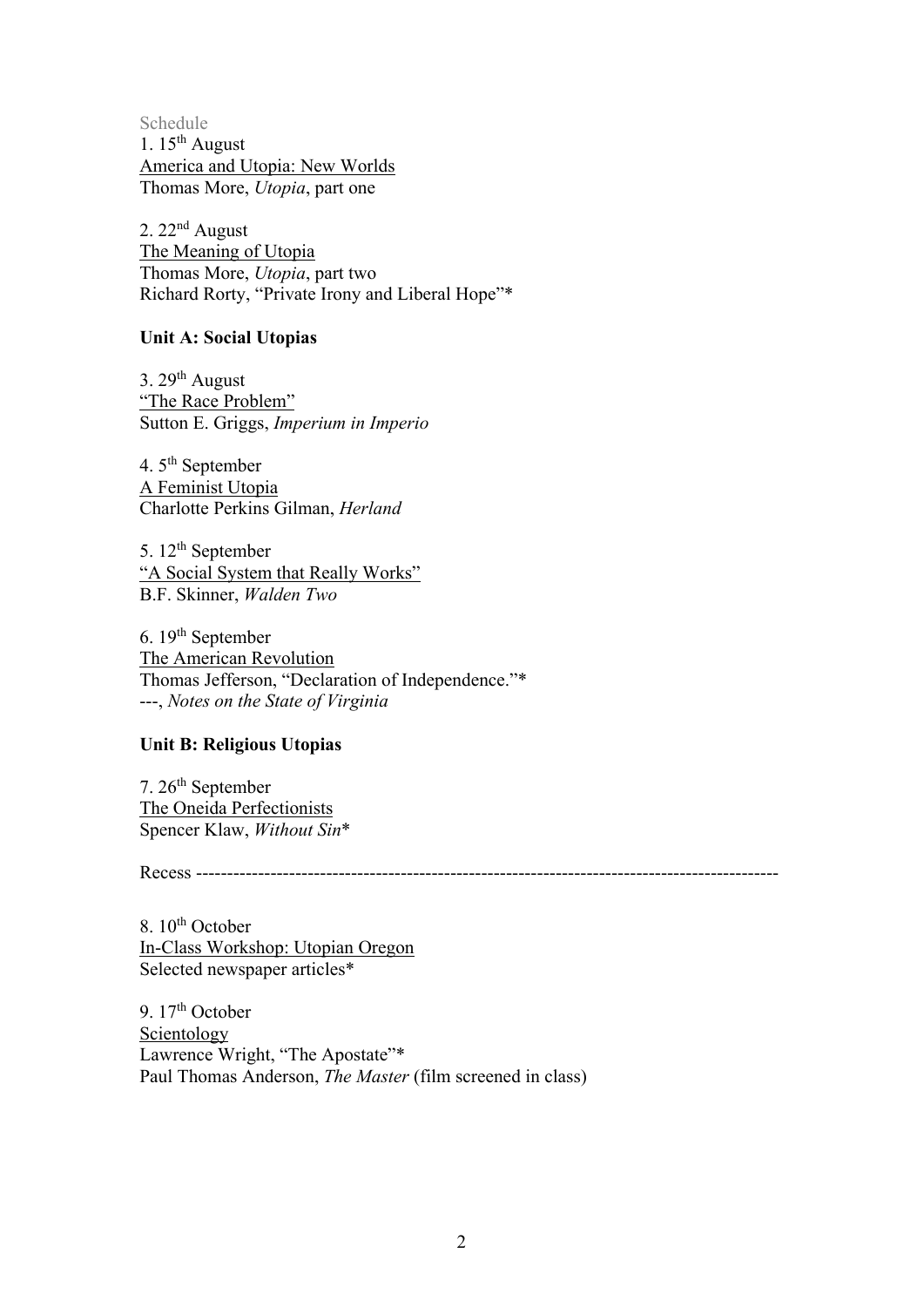Schedule

1. 15th August
<u>America and Utopia: New Worlds</u>
Thomas More, *Utopia*, part one

2. 22nd August
<u>The Meaning of Utopia</u>
Thomas More, *Utopia*, part two
Richard Rorty, "Private Irony and Liberal Hope"*

**Unit A: Social Utopias**

3. 29th August
<u>"The Race Problem"</u>
Sutton E. Griggs, *Imperium in Imperio*

4. 5th September
<u>A Feminist Utopia</u>
Charlotte Perkins Gilman, *Herland*

5. 12th September
<u>"A Social System that Really Works"</u>
B.F. Skinner, *Walden Two*

6. 19th September
<u>The American Revolution</u>
Thomas Jefferson, "Declaration of Independence."*
---, *Notes on the State of Virginia*

**Unit B: Religious Utopias**

7. 26th September
<u>The Oneida Perfectionists</u>
Spencer Klaw, *Without Sin**

Recess ------------------------------------------------------------------------------------------

8. 10th October
<u>In-Class Workshop: Utopian Oregon</u>
Selected newspaper articles*

9. 17th October
<u>Scientology</u>
Lawrence Wright, "The Apostate"*
Paul Thomas Anderson, *The Master* (film screened in class)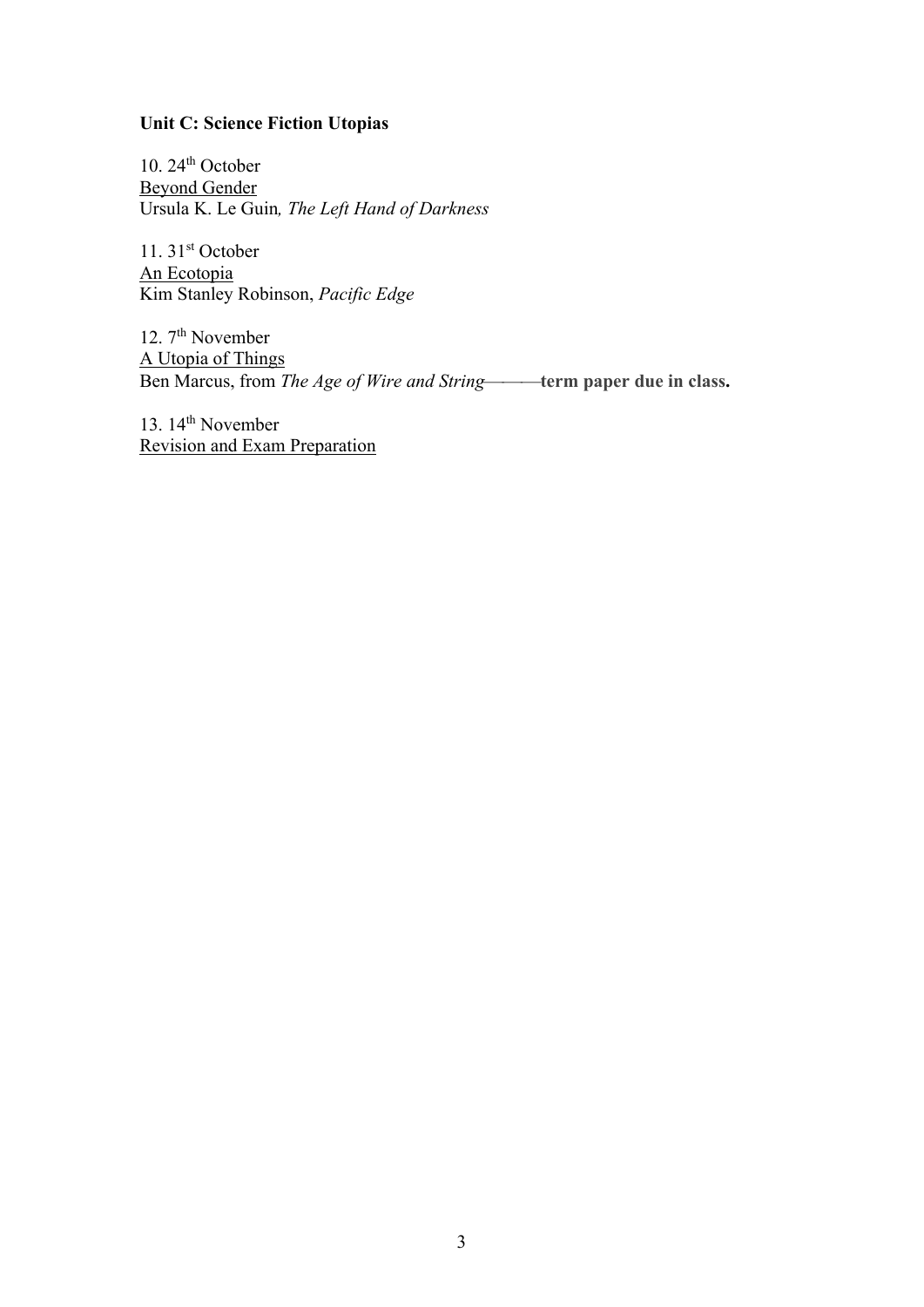**Unit C: Science Fiction Utopias**

10. 24th October
Beyond Gender
Ursula K. Le Guin, *The Left Hand of Darkness*

11. 31st October
An Ecotopia
Kim Stanley Robinson, *Pacific Edge*

12. 7th November
A Utopia of Things
Ben Marcus, from *The Age of Wire and String*——**term paper due in class.**

13. 14th November
Revision and Exam Preparation